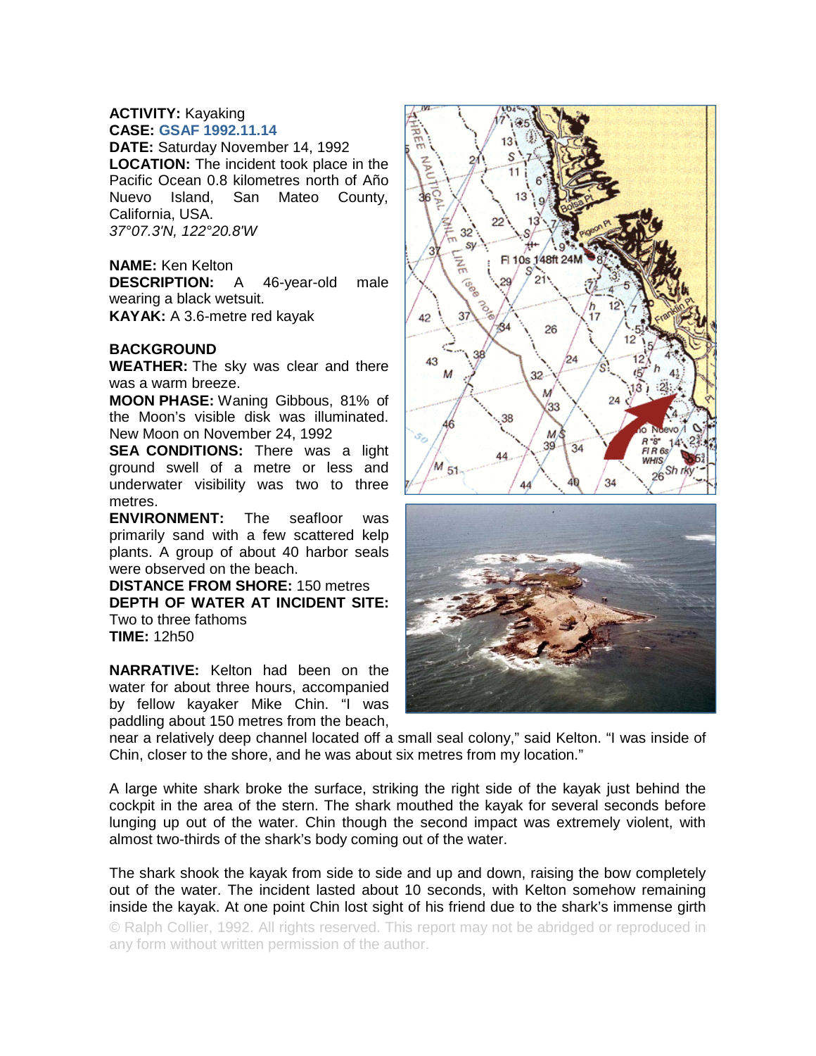**ACTIVITY:** Kayaking
**CASE:** GSAF 1992.11.14
**DATE:** Saturday November 14, 1992
**LOCATION:** The incident took place in the Pacific Ocean 0.8 kilometres north of Año Nuevo Island, San Mateo County, California, USA.
*37°07.3'N, 122°20.8'W*

**NAME:** Ken Kelton
**DESCRIPTION:** A 46-year-old male wearing a black wetsuit.
**KAYAK:** A 3.6-metre red kayak

**BACKGROUND**
**WEATHER:** The sky was clear and there was a warm breeze.
**MOON PHASE:** Waning Gibbous, 81% of the Moon's visible disk was illuminated. New Moon on November 24, 1992
**SEA CONDITIONS:** There was a light ground swell of a metre or less and underwater visibility was two to three metres.
**ENVIRONMENT:** The seafloor was primarily sand with a few scattered kelp plants. A group of about 40 harbor seals were observed on the beach.
**DISTANCE FROM SHORE:** 150 metres
**DEPTH OF WATER AT INCIDENT SITE:** Two to three fathoms
**TIME:** 12h50

**NARRATIVE:** Kelton had been on the water for about three hours, accompanied by fellow kayaker Mike Chin. "I was paddling about 150 metres from the beach, near a relatively deep channel located off a small seal colony," said Kelton. "I was inside of Chin, closer to the shore, and he was about six metres from my location."

A large white shark broke the surface, striking the right side of the kayak just behind the cockpit in the area of the stern. The shark mouthed the kayak for several seconds before lunging up out of the water. Chin though the second impact was extremely violent, with almost two-thirds of the shark's body coming out of the water.

The shark shook the kayak from side to side and up and down, raising the bow completely out of the water. The incident lasted about 10 seconds, with Kelton somehow remaining inside the kayak. At one point Chin lost sight of his friend due to the shark's immense girth

© Ralph Collier, 1992. All rights reserved. This report may not be abridged or reproduced in any form without written permission of the author.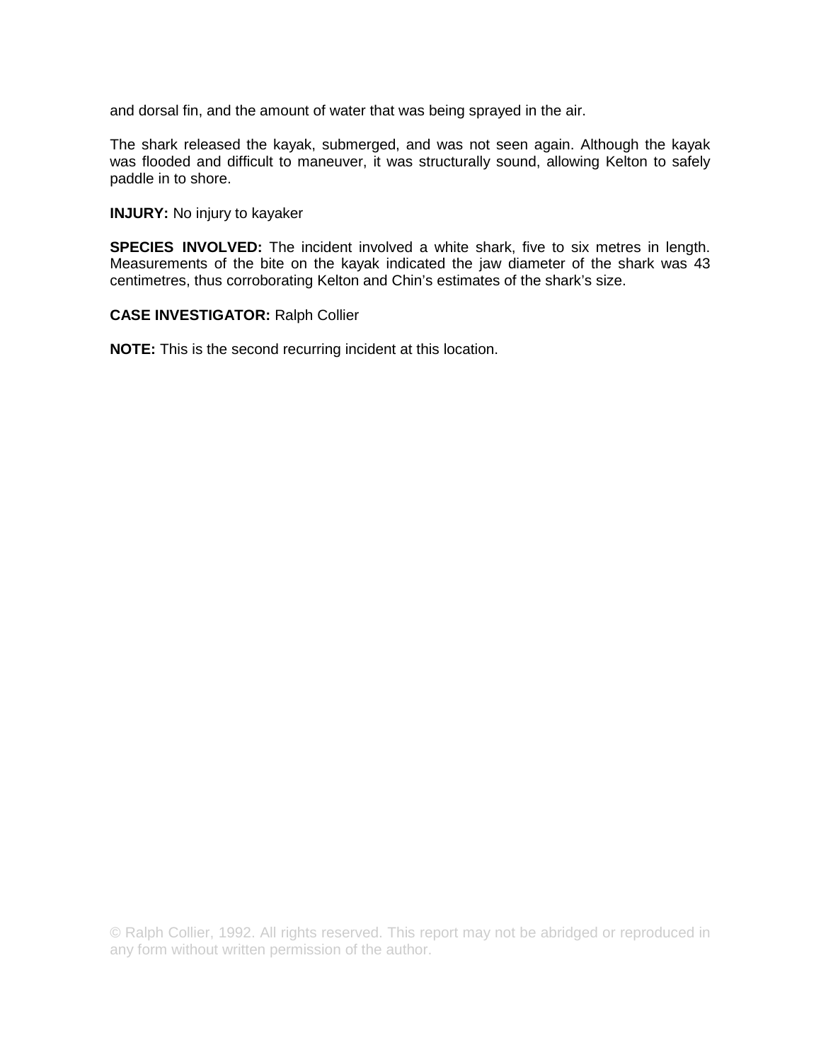and dorsal fin, and the amount of water that was being sprayed in the air.

The shark released the kayak, submerged, and was not seen again. Although the kayak was flooded and difficult to maneuver, it was structurally sound, allowing Kelton to safely paddle in to shore.

**INJURY:** No injury to kayaker

**SPECIES INVOLVED:** The incident involved a white shark, five to six metres in length. Measurements of the bite on the kayak indicated the jaw diameter of the shark was 43 centimetres, thus corroborating Kelton and Chin's estimates of the shark's size.

**CASE INVESTIGATOR:** Ralph Collier

**NOTE:** This is the second recurring incident at this location.

© Ralph Collier, 1992. All rights reserved. This report may not be abridged or reproduced in any form without written permission of the author.